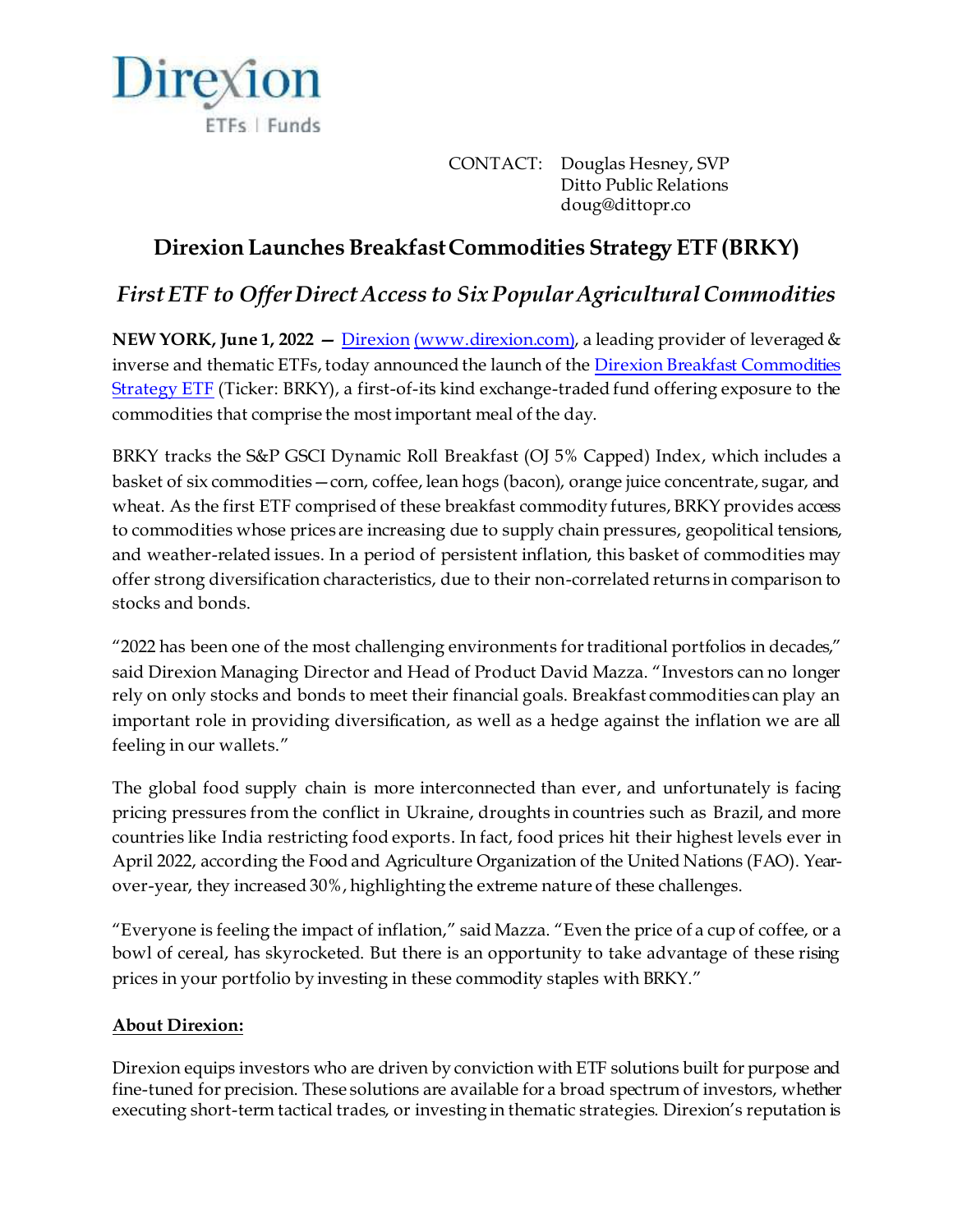Direxion
ETFs | Funds

CONTACT: Douglas Hesney, SVP
Ditto Public Relations
doug@dittopr.co

# Direxion Launches Breakfast Commodities Strategy ETF (BRKY)

## *First ETF to Offer Direct Access to Six Popular Agricultural Commodities*

**NEW YORK, June 1, 2022 —** [Direxion (www.direxion.com)](www.direxion.com), a leading provider of leveraged & inverse and thematic ETFs, today announced the launch of the [Direxion Breakfast Commodities Strategy ETF](https://www.direxion.com) (Ticker: BRKY), a first-of-its kind exchange-traded fund offering exposure to the commodities that comprise the most important meal of the day.

BRKY tracks the S&P GSCI Dynamic Roll Breakfast (OJ 5% Capped) Index, which includes a basket of six commodities—corn, coffee, lean hogs (bacon), orange juice concentrate, sugar, and wheat. As the first ETF comprised of these breakfast commodity futures, BRKY provides access to commodities whose prices are increasing due to supply chain pressures, geopolitical tensions, and weather-related issues. In a period of persistent inflation, this basket of commodities may offer strong diversification characteristics, due to their non-correlated returns in comparison to stocks and bonds.

"2022 has been one of the most challenging environments for traditional portfolios in decades," said Direxion Managing Director and Head of Product David Mazza. "Investors can no longer rely on only stocks and bonds to meet their financial goals. Breakfast commodities can play an important role in providing diversification, as well as a hedge against the inflation we are all feeling in our wallets."

The global food supply chain is more interconnected than ever, and unfortunately is facing pricing pressures from the conflict in Ukraine, droughts in countries such as Brazil, and more countries like India restricting food exports. In fact, food prices hit their highest levels ever in April 2022, according the Food and Agriculture Organization of the United Nations (FAO). Year-over-year, they increased 30%, highlighting the extreme nature of these challenges.

"Everyone is feeling the impact of inflation," said Mazza. "Even the price of a cup of coffee, or a bowl of cereal, has skyrocketed. But there is an opportunity to take advantage of these rising prices in your portfolio by investing in these commodity staples with BRKY."

**About Direxion:**

Direxion equips investors who are driven by conviction with ETF solutions built for purpose and fine-tuned for precision. These solutions are available for a broad spectrum of investors, whether executing short-term tactical trades, or investing in thematic strategies. Direxion's reputation is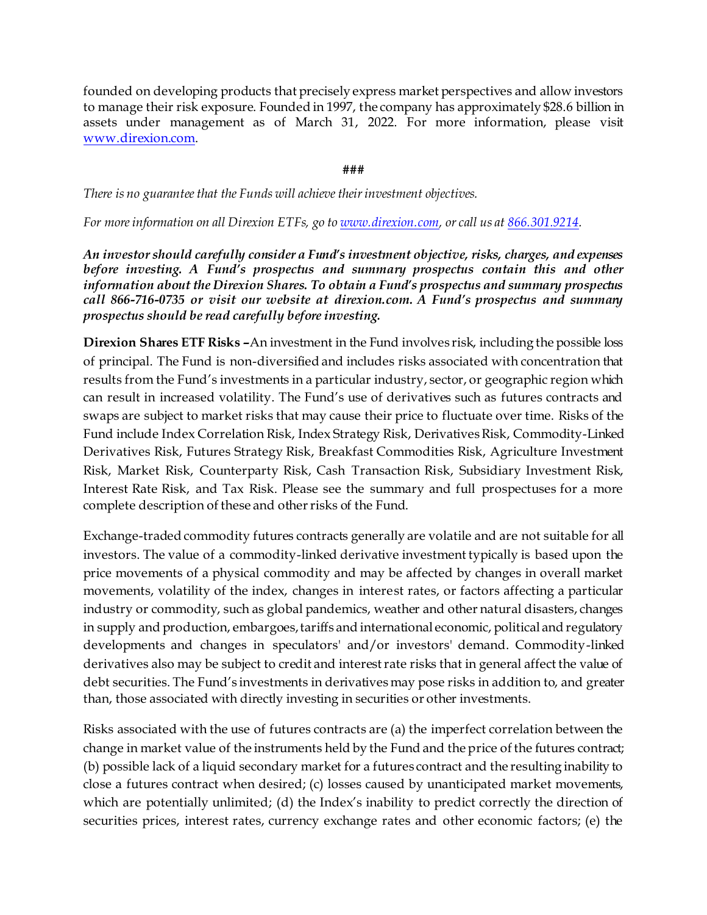founded on developing products that precisely express market perspectives and allow investors to manage their risk exposure. Founded in 1997, the company has approximately $28.6 billion in assets under management as of March 31, 2022. For more information, please visit [www.direxion.com](www.direxion.com).

###

*There is no guarantee that the Funds will achieve their investment objectives.*

*For more information on all Direxion ETFs, go to [www.direxion.com](www.direxion.com), or call us at [866.301.9214](866.301.9214).*

***An investor should carefully consider a Fund's investment objective, risks, charges, and expenses before investing. A Fund's prospectus and summary prospectus contain this and other information about the Direxion Shares. To obtain a Fund's prospectus and summary prospectus call 866-716-0735 or visit our website at direxion.com. A Fund's prospectus and summary prospectus should be read carefully before investing.***

**Direxion Shares ETF Risks –** An investment in the Fund involves risk, including the possible loss of principal. The Fund is non-diversified and includes risks associated with concentration that results from the Fund's investments in a particular industry, sector, or geographic region which can result in increased volatility. The Fund's use of derivatives such as futures contracts and swaps are subject to market risks that may cause their price to fluctuate over time. Risks of the Fund include Index Correlation Risk, Index Strategy Risk, Derivatives Risk, Commodity-Linked Derivatives Risk, Futures Strategy Risk, Breakfast Commodities Risk, Agriculture Investment Risk, Market Risk, Counterparty Risk, Cash Transaction Risk, Subsidiary Investment Risk, Interest Rate Risk, and Tax Risk. Please see the summary and full prospectuses for a more complete description of these and other risks of the Fund.

Exchange-traded commodity futures contracts generally are volatile and are not suitable for all investors. The value of a commodity-linked derivative investment typically is based upon the price movements of a physical commodity and may be affected by changes in overall market movements, volatility of the index, changes in interest rates, or factors affecting a particular industry or commodity, such as global pandemics, weather and other natural disasters, changes in supply and production, embargoes, tariffs and international economic, political and regulatory developments and changes in speculators' and/or investors' demand. Commodity-linked derivatives also may be subject to credit and interest rate risks that in general affect the value of debt securities. The Fund's investments in derivatives may pose risks in addition to, and greater than, those associated with directly investing in securities or other investments.

Risks associated with the use of futures contracts are (a) the imperfect correlation between the change in market value of the instruments held by the Fund and the price of the futures contract; (b) possible lack of a liquid secondary market for a futures contract and the resulting inability to close a futures contract when desired; (c) losses caused by unanticipated market movements, which are potentially unlimited; (d) the Index's inability to predict correctly the direction of securities prices, interest rates, currency exchange rates and other economic factors; (e) the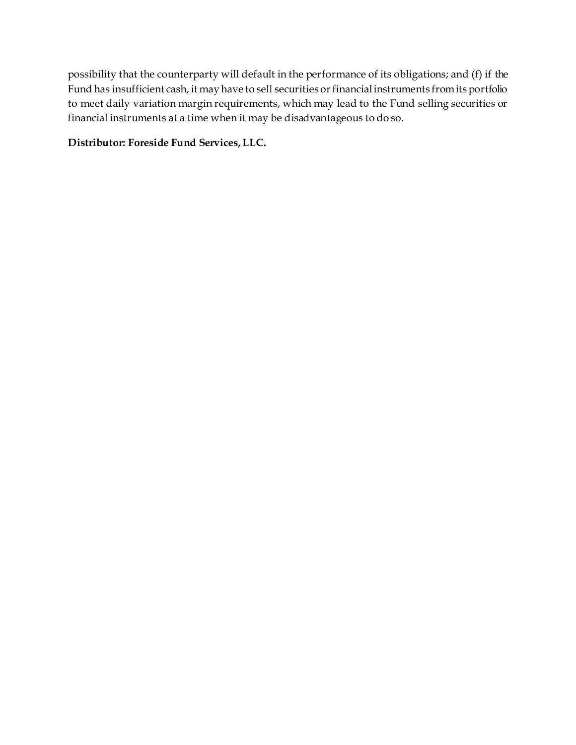possibility that the counterparty will default in the performance of its obligations; and (f) if the Fund has insufficient cash, it may have to sell securities or financial instruments from its portfolio to meet daily variation margin requirements, which may lead to the Fund selling securities or financial instruments at a time when it may be disadvantageous to do so.

**Distributor: Foreside Fund Services, LLC.**